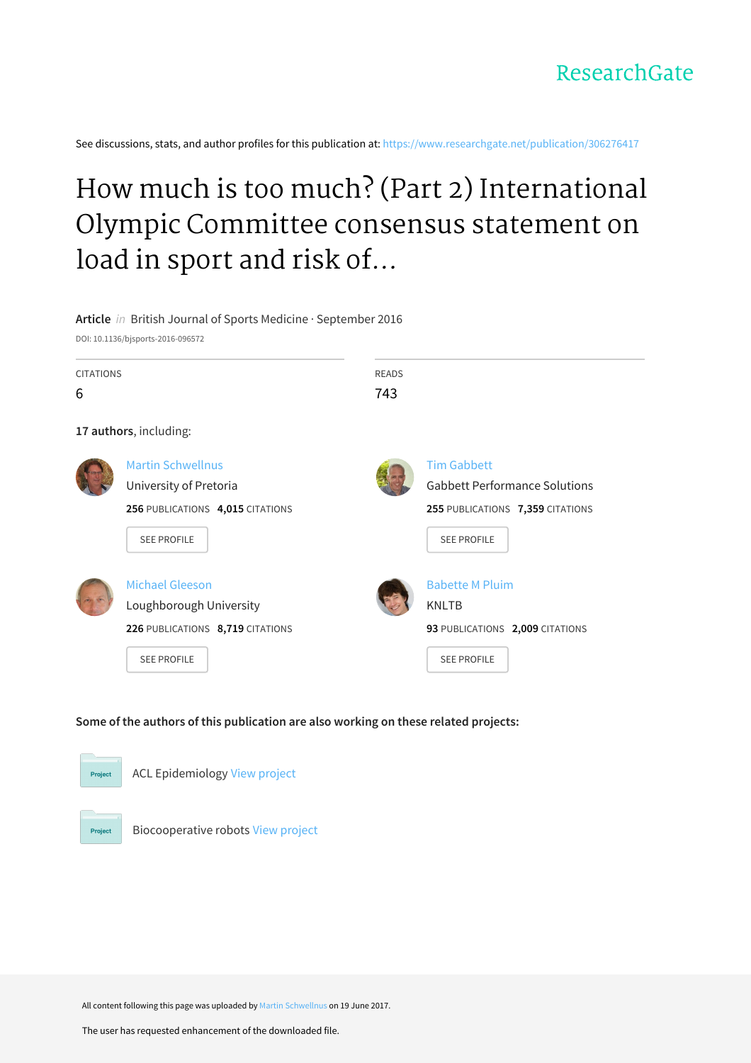ResearchGate

See discussions, stats, and author profiles for this publication at: https://www.researchgate.net/publication/306276417

# How much is too much? (Part 2) International Olympic Committee consensus statement on load in sport and risk of...

**Article** *in* British Journal of Sports Medicine · September 2016

DOI: 10.1136/bjsports-2016-096572

| CITATIONS | READS |
| --- | --- |
| 6 | 743 |

**17 authors**, including:

**Martin Schwellnus**
University of Pretoria
256 PUBLICATIONS 4,015 CITATIONS
SEE PROFILE

**Tim Gabbett**
Gabbett Performance Solutions
255 PUBLICATIONS 7,359 CITATIONS
SEE PROFILE

**Michael Gleeson**
Loughborough University
226 PUBLICATIONS 8,719 CITATIONS
SEE PROFILE

**Babette M Pluim**
KNLTB
93 PUBLICATIONS 2,009 CITATIONS
SEE PROFILE

**Some of the authors of this publication are also working on these related projects:**

- Project: ACL Epidemiology View project
- Project: Biocooperative robots View project

All content following this page was uploaded by Martin Schwellnus on 19 June 2017.

The user has requested enhancement of the downloaded file.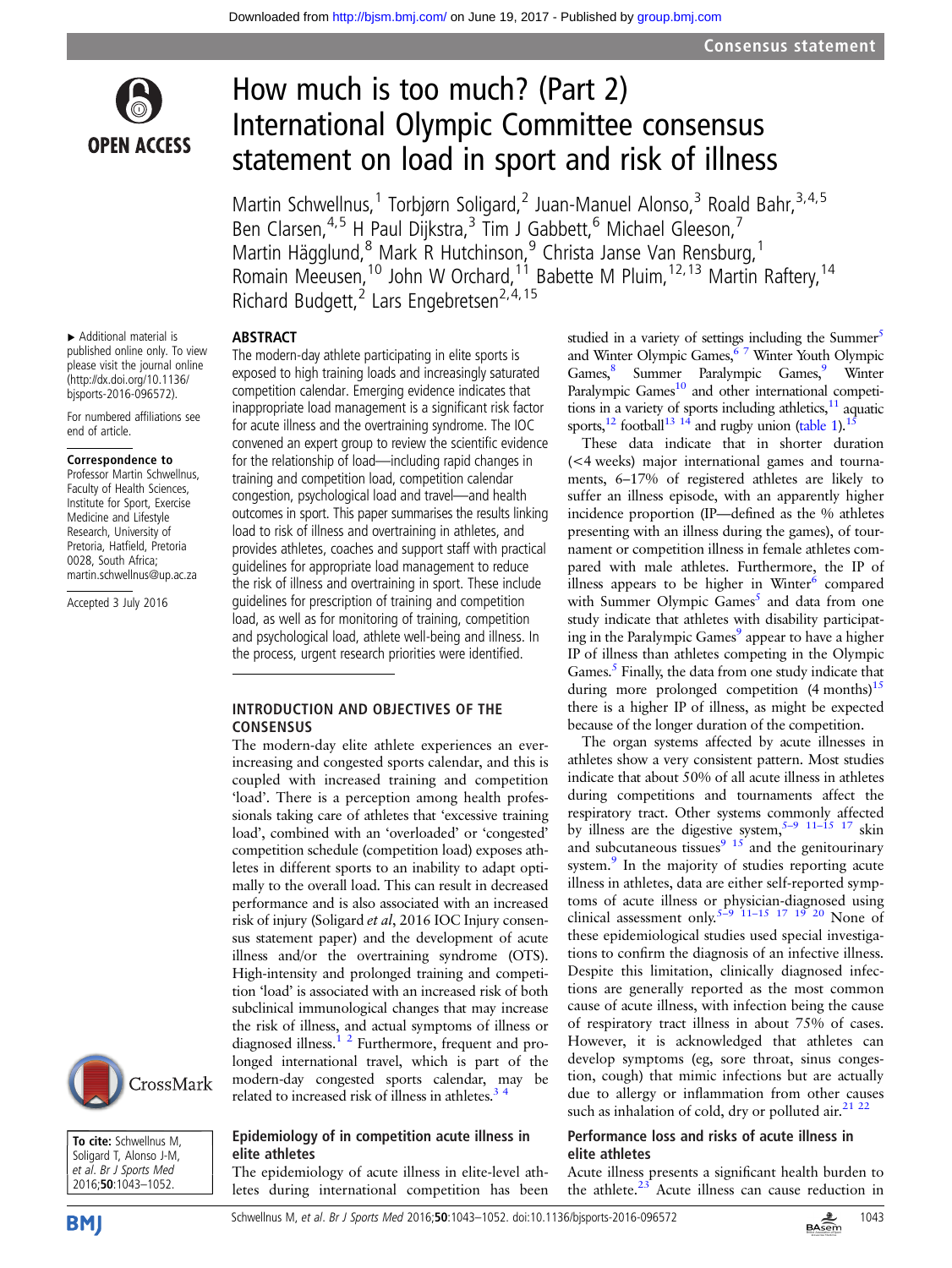# How much is too much? (Part 2) International Olympic Committee consensus statement on load in sport and risk of illness

Martin Schwellnus,[1] Torbjørn Soligard,[2] Juan-Manuel Alonso,[3] Roald Bahr,[3,4,5] Ben Clarsen,[4,5] H Paul Dijkstra,[3] Tim J Gabbett,[6] Michael Gleeson,[7] Martin Hägglund,[8] Mark R Hutchinson,[9] Christa Janse Van Rensburg,[1] Romain Meeusen,[10] John W Orchard,[11] Babette M Pluim,[12,13] Martin Raftery,[14] Richard Budgett,[2] Lars Engebretsen[2,4,15]

► Additional material is published online only. To view please visit the journal online (http://dx.doi.org/10.1136/bjsports-2016-096572).

For numbered affiliations see end of article.

**Correspondence to**
Professor Martin Schwellnus, Faculty of Health Sciences, Institute for Sport, Exercise Medicine and Lifestyle Research, University of Pretoria, Pretoria, Hatfield, Pretoria 0028, South Africa; martin.schwellnus@up.ac.za

Accepted 3 July 2016

**To cite:** Schwellnus M, Soligard T, Alonso J-M, et al. Br J Sports Med 2016;50:1043–1052.

## ABSTRACT

The modern-day athlete participating in elite sports is exposed to high training loads and increasingly saturated competition calendar. Emerging evidence indicates that inappropriate load management is a significant risk factor for acute illness and the overtraining syndrome. The IOC convened an expert group to review the scientific evidence for the relationship of load—including rapid changes in training and competition load, competition calendar congestion, psychological load and travel—and health outcomes in sport. This paper summarises the results linking load to risk of illness and overtraining in athletes, and provides athletes, coaches and support staff with practical guidelines for appropriate load management to reduce the risk of illness and overtraining in sport. These include guidelines for prescription of training and competition load, as well as for monitoring of training, competition and psychological load, athlete well-being and illness. In the process, urgent research priorities were identified.

## INTRODUCTION AND OBJECTIVES OF THE CONSENSUS

The modern-day elite athlete experiences an ever-increasing and congested sports calendar, and this is coupled with increased training and competition 'load'. There is a perception among health professionals taking care of athletes that 'excessive training load', combined with an 'overloaded' or 'congested' competition schedule (competition load) exposes athletes in different sports to an inability to adapt optimally to the overall load. This can result in decreased performance and is also associated with an increased risk of injury (Soligard *et al*, 2016 IOC Injury consensus statement paper) and the development of acute illness and/or the overtraining syndrome (OTS). High-intensity and prolonged training and competition 'load' is associated with an increased risk of both subclinical immunological changes that may increase the risk of illness, and actual symptoms of illness or diagnosed illness.[1,2] Furthermore, frequent and prolonged international travel, which is part of the modern-day congested sports calendar, may be related to increased risk of illness in athletes.[3,4]

### Epidemiology of in competition acute illness in elite athletes

The epidemiology of acute illness in elite-level athletes during international competition has been studied in a variety of settings including the Summer[5] and Winter Olympic Games,[6,7] Winter Youth Olympic Games,[8] Summer Paralympic Games,[9] Winter Paralympic Games[10] and other international competitions in a variety of sports including athletics,[11] aquatic sports,[12] football[13,14] and rugby union (table 1).[15]

These data indicate that in shorter duration (<4 weeks) major international games and tournaments, 6–17% of registered athletes are likely to suffer an illness episode, with an apparently higher incidence proportion (IP—defined as the % athletes presenting with an illness during the games), of tournament or competition illness in female athletes compared with male athletes. Furthermore, the IP of illness appears to be higher in Winter[6] compared with Summer Olympic Games[5] and data from one study indicate that athletes with disability participating in the Paralympic Games[9] appear to have a higher IP of illness than athletes competing in the Olympic Games.[5] Finally, the data from one study indicate that during more prolonged competition (4 months)[15] there is a higher IP of illness, as might be expected because of the longer duration of the competition.

The organ systems affected by acute illnesses in athletes show a very consistent pattern. Most studies indicate that about 50% of all acute illness in athletes during competitions and tournaments affect the respiratory tract. Other systems commonly affected by illness are the digestive system,[5–9,11–15,17] skin and subcutaneous tissues[9,15] and the genitourinary system.[9] In the majority of studies reporting acute illness in athletes, data are either self-reported symptoms of acute illness or physician-diagnosed using clinical assessment only.[5–9,11–15,17,19,20] None of these epidemiological studies used special investigations to confirm the diagnosis of an infective illness. Despite this limitation, clinically diagnosed infections are generally reported as the most common cause of acute illness, with infection being the cause of respiratory tract illness in about 75% of cases. However, it is acknowledged that athletes can develop symptoms (eg, sore throat, sinus congestion, cough) that mimic infections but are actually due to allergy or inflammation from other causes such as inhalation of cold, dry or polluted air.[21,22]

### Performance loss and risks of acute illness in elite athletes

Acute illness presents a significant health burden to the athlete.[23] Acute illness can cause reduction in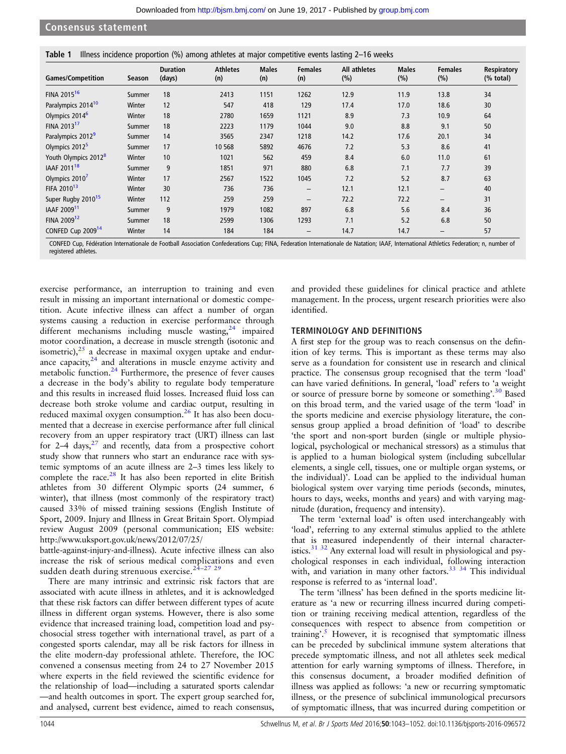**Table 1** Illness incidence proportion (%) among athletes at major competitive events lasting 2–16 weeks

| Games/Competition | Season | Duration (days) | Athletes (n) | Males (n) | Females (n) | All athletes (%) | Males (%) | Females (%) | Respiratory (% total) |
|---|---|---|---|---|---|---|---|---|---|
| FINA 2015[16] | Summer | 18 | 2413 | 1151 | 1262 | 12.9 | 11.9 | 13.8 | 34 |
| Paralympics 2014[10] | Winter | 12 | 547 | 418 | 129 | 17.4 | 17.0 | 18.6 | 30 |
| Olympics 2014[6] | Winter | 18 | 2780 | 1659 | 1121 | 8.9 | 7.3 | 10.9 | 64 |
| FINA 2013[17] | Summer | 18 | 2223 | 1179 | 1044 | 9.0 | 8.8 | 9.1 | 50 |
| Paralympics 2012[9] | Summer | 14 | 3565 | 2347 | 1218 | 14.2 | 17.6 | 20.1 | 34 |
| Olympics 2012[5] | Summer | 17 | 10 568 | 5892 | 4676 | 7.2 | 5.3 | 8.6 | 41 |
| Youth Olympics 2012[8] | Winter | 10 | 1021 | 562 | 459 | 8.4 | 6.0 | 11.0 | 61 |
| IAAF 2011[18] | Summer | 9 | 1851 | 971 | 880 | 6.8 | 7.1 | 7.7 | 39 |
| Olympics 2010[7] | Winter | 17 | 2567 | 1522 | 1045 | 7.2 | 5.2 | 8.7 | 63 |
| FIFA 2010[13] | Winter | 30 | 736 | 736 | – | 12.1 | 12.1 | – | 40 |
| Super Rugby 2010[15] | Winter | 112 | 259 | 259 | – | 72.2 | 72.2 | – | 31 |
| IAAF 2009[11] | Summer | 9 | 1979 | 1082 | 897 | 6.8 | 5.6 | 8.4 | 36 |
| FINA 2009[12] | Summer | 18 | 2599 | 1306 | 1293 | 7.1 | 5.2 | 6.8 | 50 |
| CONFED Cup 2009[14] | Winter | 14 | 184 | 184 | – | 14.7 | 14.7 | – | 57 |

CONFED Cup, Fédération Internationale de Football Association Confederations Cup; FINA, Federation Internationale de Natation; IAAF, International Athletics Federation; n, number of registered athletes.

exercise performance, an interruption to training and even result in missing an important international or domestic competition. Acute infective illness can affect a number of organ systems causing a reduction in exercise performance through different mechanisms including muscle wasting,[24] impaired motor coordination, a decrease in muscle strength (isotonic and isometric),[25] a decrease in maximal oxygen uptake and endurance capacity,[24] and alterations in muscle enzyme activity and metabolic function.[24] Furthermore, the presence of fever causes a decrease in the body's ability to regulate body temperature and this results in increased fluid losses. Increased fluid loss can decrease both stroke volume and cardiac output, resulting in reduced maximal oxygen consumption.[26] It has also been documented that a decrease in exercise performance after full clinical recovery from an upper respiratory tract (URT) illness can last for 2–4 days,[27] and recently, data from a prospective cohort study show that runners who start an endurance race with systemic symptoms of an acute illness are 2–3 times less likely to complete the race.[28] It has also been reported in elite British athletes from 30 different Olympic sports (24 summer, 6 winter), that illness (most commonly of the respiratory tract) caused 33% of missed training sessions (English Institute of Sport, 2009. Injury and Illness in Great Britain Sport. Olympiad review August 2009 (personal communication; EIS website: http://www.uksport.gov.uk/news/2012/07/25/battle-against-injury-and-illness). Acute infective illness can also increase the risk of serious medical complications and even sudden death during strenuous exercise.[24–27 29]

There are many intrinsic and extrinsic risk factors that are associated with acute illness in athletes, and it is acknowledged that these risk factors can differ between different types of acute illness in different organ systems. However, there is also some evidence that increased training load, competition load and psychosocial stress together with international travel, as part of a congested sports calendar, may all be risk factors for illness in the elite modern-day professional athlete. Therefore, the IOC convened a consensus meeting from 24 to 27 November 2015 where experts in the field reviewed the scientific evidence for the relationship of load—including a saturated sports calendar—and health outcomes in sport. The expert group searched for, and analysed, current best evidence, aimed to reach consensus, and provided these guidelines for clinical practice and athlete management. In the process, urgent research priorities were also identified.

## TERMINOLOGY AND DEFINITIONS

A first step for the group was to reach consensus on the definition of key terms. This is important as these terms may also serve as a foundation for consistent use in research and clinical practice. The consensus group recognised that the term 'load' can have varied definitions. In general, 'load' refers to 'a weight or source of pressure borne by someone or something'.[30] Based on this broad term, and the varied usage of the term 'load' in the sports medicine and exercise physiology literature, the consensus group applied a broad definition of 'load' to describe 'the sport and non-sport burden (single or multiple physiological, psychological or mechanical stressors) as a stimulus that is applied to a human biological system (including subcellular elements, a single cell, tissues, one or multiple organ systems, or the individual)'. Load can be applied to the individual human biological system over varying time periods (seconds, minutes, hours to days, weeks, months and years) and with varying magnitude (duration, frequency and intensity).

The term 'external load' is often used interchangeably with 'load', referring to any external stimulus applied to the athlete that is measured independently of their internal characteristics.[31 32] Any external load will result in physiological and psychological responses in each individual, following interaction with, and variation in many other factors.[33 34] This individual response is referred to as 'internal load'.

The term 'illness' has been defined in the sports medicine literature as 'a new or recurring illness incurred during competition or training receiving medical attention, regardless of the consequences with respect to absence from competition or training'.[5] However, it is recognised that symptomatic illness can be preceded by subclinical immune system alterations that precede symptomatic illness, and not all athletes seek medical attention for early warning symptoms of illness. Therefore, in this consensus document, a broader modified definition of illness was applied as follows: 'a new or recurring symptomatic illness, or the presence of subclinical immunological precursors of symptomatic illness, that was incurred during competition or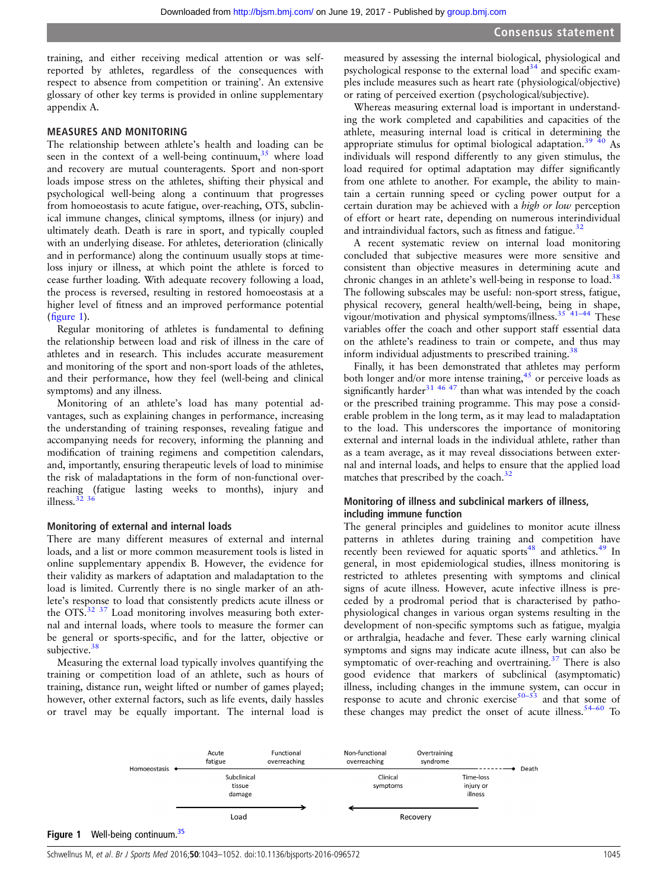training, and either receiving medical attention or was self-reported by athletes, regardless of the consequences with respect to absence from competition or training'. An extensive glossary of other key terms is provided in online supplementary appendix A.

## MEASURES AND MONITORING

The relationship between athlete's health and loading can be seen in the context of a well-being continuum,[35] where load and recovery are mutual counteragents. Sport and non-sport loads impose stress on the athletes, shifting their physical and psychological well-being along a continuum that progresses from homoeostasis to acute fatigue, over-reaching, OTS, subclinical immune changes, clinical symptoms, illness (or injury) and ultimately death. Death is rare in sport, and typically coupled with an underlying disease. For athletes, deterioration (clinically and in performance) along the continuum usually stops at time-loss injury or illness, at which point the athlete is forced to cease further loading. With adequate recovery following a load, the process is reversed, resulting in restored homoeostasis at a higher level of fitness and an improved performance potential (figure 1).

Regular monitoring of athletes is fundamental to defining the relationship between load and risk of illness in the care of athletes and in research. This includes accurate measurement and monitoring of the sport and non-sport loads of the athletes, and their performance, how they feel (well-being and clinical symptoms) and any illness.

Monitoring of an athlete's load has many potential advantages, such as explaining changes in performance, increasing the understanding of training responses, revealing fatigue and accompanying needs for recovery, informing the planning and modification of training regimens and competition calendars, and, importantly, ensuring therapeutic levels of load to minimise the risk of maladaptations in the form of non-functional over-reaching (fatigue lasting weeks to months), injury and illness.[32 36]

### Monitoring of external and internal loads

There are many different measures of external and internal loads, and a list or more common measurement tools is listed in online supplementary appendix B. However, the evidence for their validity as markers of adaptation and maladaptation to the load is limited. Currently there is no single marker of an athlete's response to load that consistently predicts acute illness or the OTS.[32 37] Load monitoring involves measuring both external and internal loads, where tools to measure the former can be general or sports-specific, and for the latter, objective or subjective.[38]

Measuring the external load typically involves quantifying the training or competition load of an athlete, such as hours of training, distance run, weight lifted or number of games played; however, other external factors, such as life events, daily hassles or travel may be equally important. The internal load is measured by assessing the internal biological, physiological and psychological response to the external load[34] and specific examples include measures such as heart rate (physiological/objective) or rating of perceived exertion (psychological/subjective).

Whereas measuring external load is important in understanding the work completed and capabilities and capacities of the athlete, measuring internal load is critical in determining the appropriate stimulus for optimal biological adaptation.[39 40] As individuals will respond differently to any given stimulus, the load required for optimal adaptation may differ significantly from one athlete to another. For example, the ability to maintain a certain running speed or cycling power output for a certain duration may be achieved with a *high or low* perception of effort or heart rate, depending on numerous interindividual and intraindividual factors, such as fitness and fatigue.[32]

A recent systematic review on internal load monitoring concluded that subjective measures were more sensitive and consistent than objective measures in determining acute and chronic changes in an athlete's well-being in response to load.[38] The following subscales may be useful: non-sport stress, fatigue, physical recovery, general health/well-being, being in shape, vigour/motivation and physical symptoms/illness.[35 41–44] These variables offer the coach and other support staff essential data on the athlete's readiness to train or compete, and thus may inform individual adjustments to prescribed training.[38]

Finally, it has been demonstrated that athletes may perform both longer and/or more intense training,[45] or perceive loads as significantly harder[31 46 47] than what was intended by the coach or the prescribed training programme. This may pose a considerable problem in the long term, as it may lead to maladaptation to the load. This underscores the importance of monitoring external and internal loads in the individual athlete, rather than as a team average, as it may reveal dissociations between external and internal loads, and helps to ensure that the applied load matches that prescribed by the coach.[32]

### Monitoring of illness and subclinical markers of illness, including immune function

The general principles and guidelines to monitor acute illness patterns in athletes during training and competition have recently been reviewed for aquatic sports[48] and athletics.[49] In general, in most epidemiological studies, illness monitoring is restricted to athletes presenting with symptoms and clinical signs of acute illness. However, acute infective illness is preceded by a prodromal period that is characterised by pathophysiological changes in various organ systems resulting in the development of non-specific symptoms such as fatigue, myalgia or arthralgia, headache and fever. These early warning clinical symptoms and signs may indicate acute illness, but can also be symptomatic of over-reaching and overtraining.[37] There is also good evidence that markers of subclinical (asymptomatic) illness, including changes in the immune system, can occur in response to acute and chronic exercise[50–53] and that some of these changes may predict the onset of acute illness.[54–60] To

Homoeostasis — Acute fatigue — Functional overreaching — Non-functional overreaching — Overtraining syndrome — Death

Subclinical tissue damage — Clinical symptoms — Time-loss injury or illness

Load → ← Recovery

**Figure 1** Well-being continuum.[35]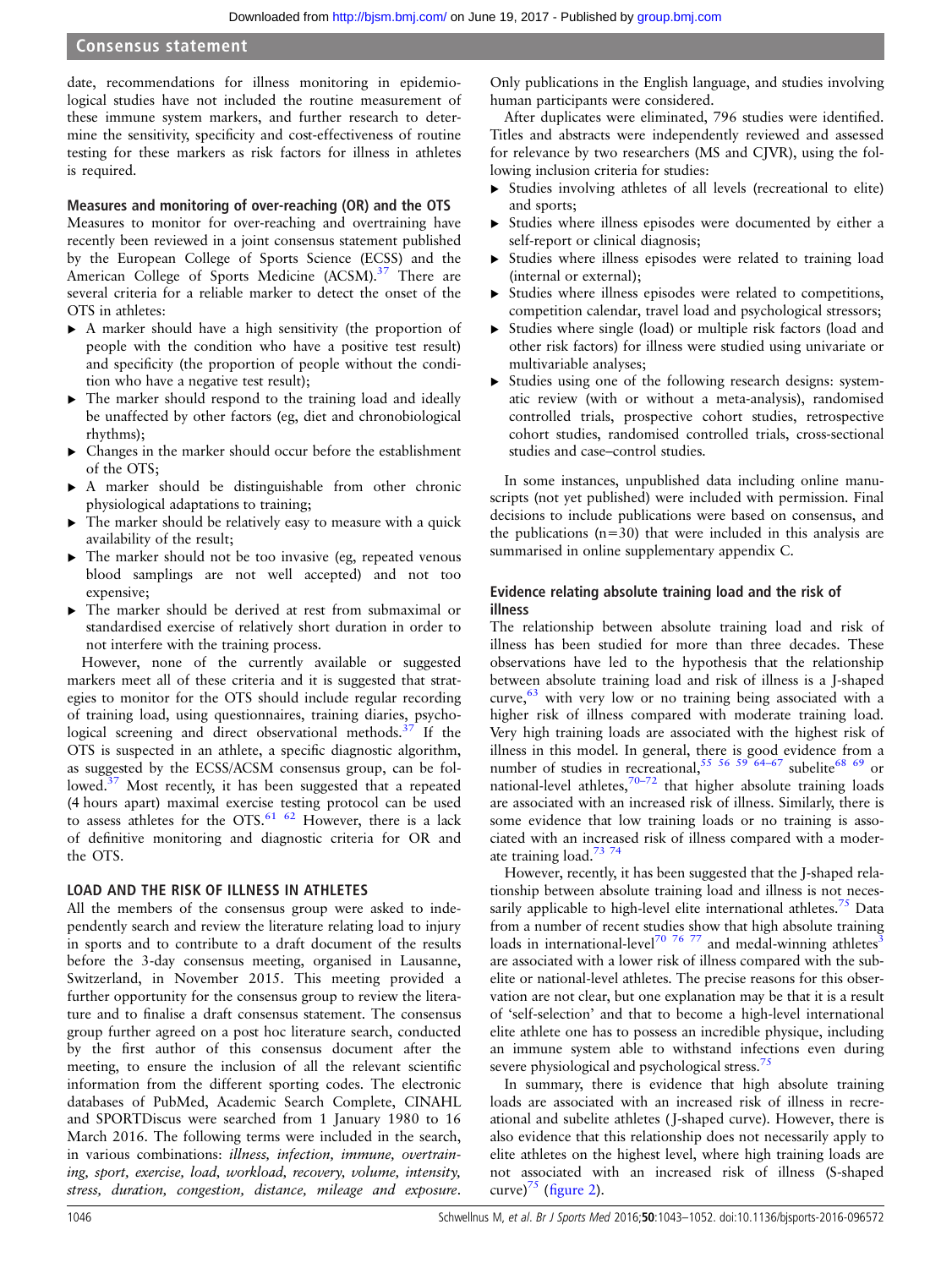date, recommendations for illness monitoring in epidemiological studies have not included the routine measurement of these immune system markers, and further research to determine the sensitivity, specificity and cost-effectiveness of routine testing for these markers as risk factors for illness in athletes is required.

### Measures and monitoring of over-reaching (OR) and the OTS

Measures to monitor for over-reaching and overtraining have recently been reviewed in a joint consensus statement published by the European College of Sports Science (ECSS) and the American College of Sports Medicine (ACSM).[37] There are several criteria for a reliable marker to detect the onset of the OTS in athletes:

- A marker should have a high sensitivity (the proportion of people with the condition who have a positive test result) and specificity (the proportion of people without the condition who have a negative test result);
- The marker should respond to the training load and ideally be unaffected by other factors (eg, diet and chronobiological rhythms);
- Changes in the marker should occur before the establishment of the OTS;
- A marker should be distinguishable from other chronic physiological adaptations to training;
- The marker should be relatively easy to measure with a quick availability of the result;
- The marker should not be too invasive (eg, repeated venous blood samplings are not well accepted) and not too expensive;
- The marker should be derived at rest from submaximal or standardised exercise of relatively short duration in order to not interfere with the training process.

However, none of the currently available or suggested markers meet all of these criteria and it is suggested that strategies to monitor for the OTS should include regular recording of training load, using questionnaires, training diaries, psychological screening and direct observational methods.[37] If the OTS is suspected in an athlete, a specific diagnostic algorithm, as suggested by the ECSS/ACSM consensus group, can be followed.[37] Most recently, it has been suggested that a repeated (4 hours apart) maximal exercise testing protocol can be used to assess athletes for the OTS.[61 62] However, there is a lack of definitive monitoring and diagnostic criteria for OR and the OTS.

## LOAD AND THE RISK OF ILLNESS IN ATHLETES

All the members of the consensus group were asked to independently search and review the literature relating load to injury in sports and to contribute to a draft document of the results before the 3-day consensus meeting, organised in Lausanne, Switzerland, in November 2015. This meeting provided a further opportunity for the consensus group to review the literature and to finalise a draft consensus statement. The consensus group further agreed on a post hoc literature search, conducted by the first author of this consensus document after the meeting, to ensure the inclusion of all the relevant scientific information from the different sporting codes. The electronic databases of PubMed, Academic Search Complete, CINAHL and SPORTDiscus were searched from 1 January 1980 to 16 March 2016. The following terms were included in the search, in various combinations: *illness, infection, immune, overtraining, sport, exercise, load, workload, recovery, volume, intensity, stress, duration, congestion, distance, mileage and exposure*. Only publications in the English language, and studies involving human participants were considered.

After duplicates were eliminated, 796 studies were identified. Titles and abstracts were independently reviewed and assessed for relevance by two researchers (MS and CJVR), using the following inclusion criteria for studies:

- Studies involving athletes of all levels (recreational to elite) and sports;
- Studies where illness episodes were documented by either a self-report or clinical diagnosis;
- Studies where illness episodes were related to training load (internal or external);
- Studies where illness episodes were related to competitions, competition calendar, travel load and psychological stressors;
- Studies where single (load) or multiple risk factors (load and other risk factors) for illness were studied using univariate or multivariable analyses;
- Studies using one of the following research designs: systematic review (with or without a meta-analysis), randomised controlled trials, prospective cohort studies, retrospective cohort studies, randomised controlled trials, cross-sectional studies and case–control studies.

In some instances, unpublished data including online manuscripts (not yet published) were included with permission. Final decisions to include publications were based on consensus, and the publications (n=30) that were included in this analysis are summarised in online supplementary appendix C.

### Evidence relating absolute training load and the risk of illness

The relationship between absolute training load and risk of illness has been studied for more than three decades. These observations have led to the hypothesis that the relationship between absolute training load and risk of illness is a J-shaped curve,[63] with very low or no training being associated with a higher risk of illness compared with moderate training load. Very high training loads are associated with the highest risk of illness in this model. In general, there is good evidence from a number of studies in recreational,[55 56 59 64–67] subelite[68 69] or national-level athletes,[70–72] that higher absolute training loads are associated with an increased risk of illness. Similarly, there is some evidence that low training loads or no training is associated with an increased risk of illness compared with a moderate training load.[73 74]

However, recently, it has been suggested that the J-shaped relationship between absolute training load and illness is not necessarily applicable to high-level elite international athletes.[75] Data from a number of recent studies show that high absolute training loads in international-level[70 76 77] and medal-winning athletes[3] are associated with a lower risk of illness compared with the subelite or national-level athletes. The precise reasons for this observation are not clear, but one explanation may be that it is a result of 'self-selection' and that to become a high-level international elite athlete one has to possess an incredible physique, including an immune system able to withstand infections even during severe physiological and psychological stress.[75]

In summary, there is evidence that high absolute training loads are associated with an increased risk of illness in recreational and subelite athletes (J-shaped curve). However, there is also evidence that this relationship does not necessarily apply to elite athletes on the highest level, where high training loads are not associated with an increased risk of illness (S-shaped curve)[75] (figure 2).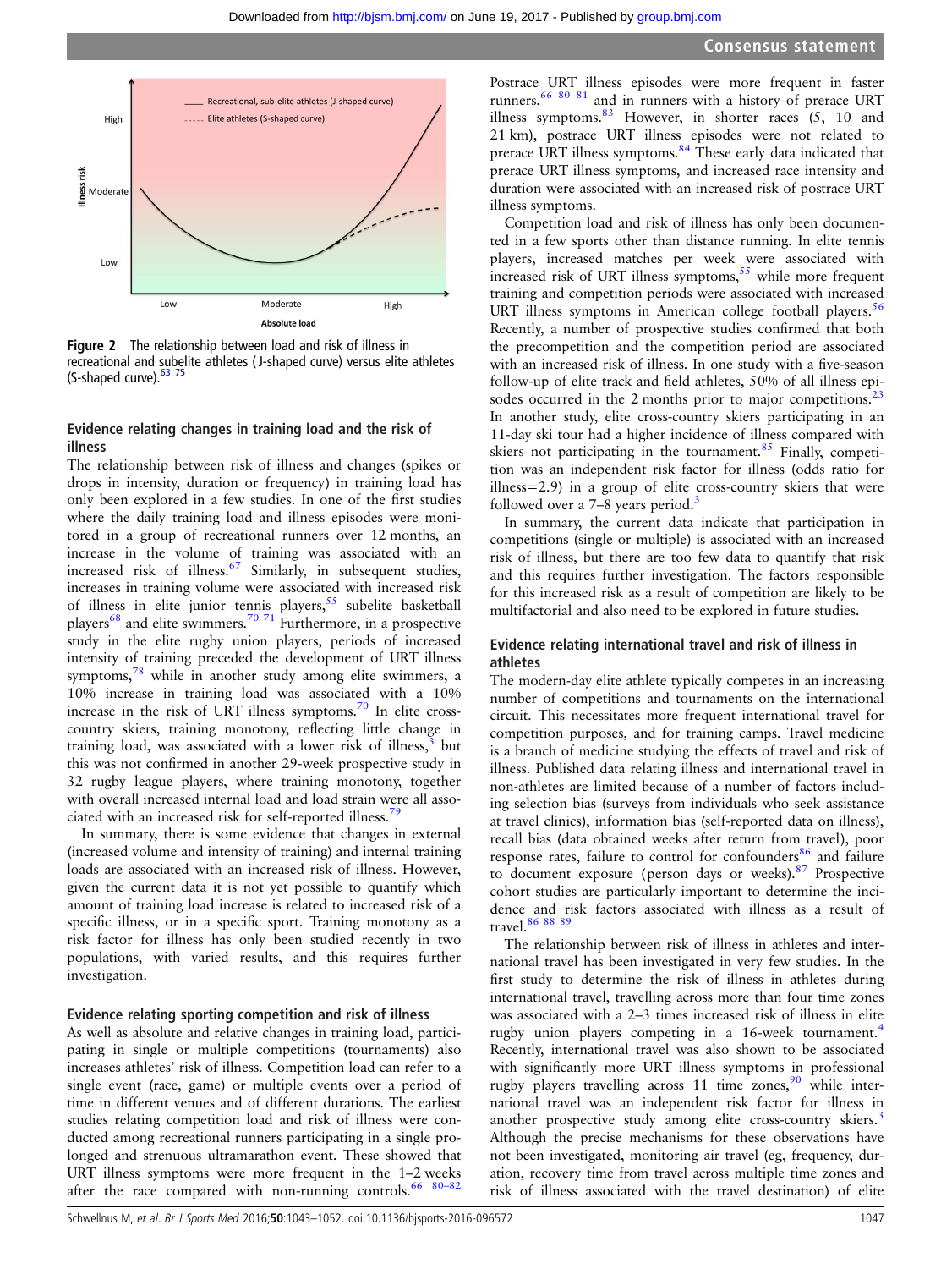Figure 2 The relationship between load and risk of illness in recreational and subelite athletes (J-shaped curve) versus elite athletes (S-shaped curve).[63 75]

### Evidence relating changes in training load and the risk of illness

The relationship between risk of illness and changes (spikes or drops in intensity, duration or frequency) in training load has only been explored in a few studies. In one of the first studies where the daily training load and illness episodes were monitored in a group of recreational runners over 12 months, an increase in the volume of training was associated with an increased risk of illness.[67] Similarly, in subsequent studies, increases in training volume were associated with increased risk of illness in elite junior tennis players,[55] subelite basketball players[68] and elite swimmers.[70 71] Furthermore, in a prospective study in the elite rugby union players, periods of increased intensity of training preceded the development of URT illness symptoms,[78] while in another study among elite swimmers, a 10% increase in training load was associated with a 10% increase in the risk of URT illness symptoms.[70] In elite cross-country skiers, training monotony, reflecting little change in training load, was associated with a lower risk of illness,[3] but this was not confirmed in another 29-week prospective study in 32 rugby league players, where training monotony, together with overall increased internal load and load strain were all associated with an increased risk for self-reported illness.[79]

In summary, there is some evidence that changes in external (increased volume and intensity of training) and internal training loads are associated with an increased risk of illness. However, given the current data it is not yet possible to quantify which amount of training load increase is related to increased risk of a specific illness, or in a specific sport. Training monotony as a risk factor for illness has only been studied recently in two populations, with varied results, and this requires further investigation.

### Evidence relating sporting competition and risk of illness

As well as absolute and relative changes in training load, participating in single or multiple competitions (tournaments) also increases athletes' risk of illness. Competition load can refer to a single event (race, game) or multiple events over a period of time in different venues and of different durations. The earliest studies relating competition load and risk of illness were conducted among recreational runners participating in a single prolonged and strenuous ultramarathon event. These showed that URT illness symptoms were more frequent in the 1–2 weeks after the race compared with non-running controls.[66 80–82] Postrace URT illness episodes were more frequent in faster runners,[66 80 81] and in runners with a history of prerace URT illness symptoms.[83] However, in shorter races (5, 10 and 21 km), postrace URT illness episodes were not related to prerace URT illness symptoms.[84] These early data indicated that prerace URT illness symptoms, and increased race intensity and duration were associated with an increased risk of postrace URT illness symptoms.

Competition load and risk of illness has only been documented in a few sports other than distance running. In elite tennis players, increased matches per week were associated with increased risk of URT illness symptoms,[55] while more frequent training and competition periods were associated with increased URT illness symptoms in American college football players.[56] Recently, a number of prospective studies confirmed that both the precompetition and the competition period are associated with an increased risk of illness. In one study with a five-season follow-up of elite track and field athletes, 50% of all illness episodes occurred in the 2 months prior to major competitions.[23] In another study, elite cross-country skiers participating in an 11-day ski tour had a higher incidence of illness compared with skiers not participating in the tournament.[85] Finally, competition was an independent risk factor for illness (odds ratio for illness=2.9) in a group of elite cross-country skiers that were followed over a 7–8 years period.[3]

In summary, the current data indicate that participation in competitions (single or multiple) is associated with an increased risk of illness, but there are too few data to quantify that risk and this requires further investigation. The factors responsible for this increased risk as a result of competition are likely to be multifactorial and also need to be explored in future studies.

### Evidence relating international travel and risk of illness in athletes

The modern-day elite athlete typically competes in an increasing number of competitions and tournaments on the international circuit. This necessitates more frequent international travel for competition purposes, and for training camps. Travel medicine is a branch of medicine studying the effects of travel and risk of illness. Published data relating illness and international travel in non-athletes are limited because of a number of factors including selection bias (surveys from individuals who seek assistance at travel clinics), information bias (self-reported data on illness), recall bias (data obtained weeks after return from travel), poor response rates, failure to control for confounders[86] and failure to document exposure (person days or weeks).[87] Prospective cohort studies are particularly important to determine the incidence and risk factors associated with illness as a result of travel.[86 88 89]

The relationship between risk of illness in athletes and international travel has been investigated in very few studies. In the first study to determine the risk of illness in athletes during international travel, travelling across more than four time zones was associated with a 2–3 times increased risk of illness in elite rugby union players competing in a 16-week tournament.[4] Recently, international travel was also shown to be associated with significantly more URT illness symptoms in professional rugby players travelling across 11 time zones,[90] while international travel was an independent risk factor for illness in another prospective study among elite cross-country skiers.[3] Although the precise mechanisms for these observations have not been investigated, monitoring air travel (eg, frequency, duration, recovery time from travel across multiple time zones and risk of illness associated with the travel destination) of elite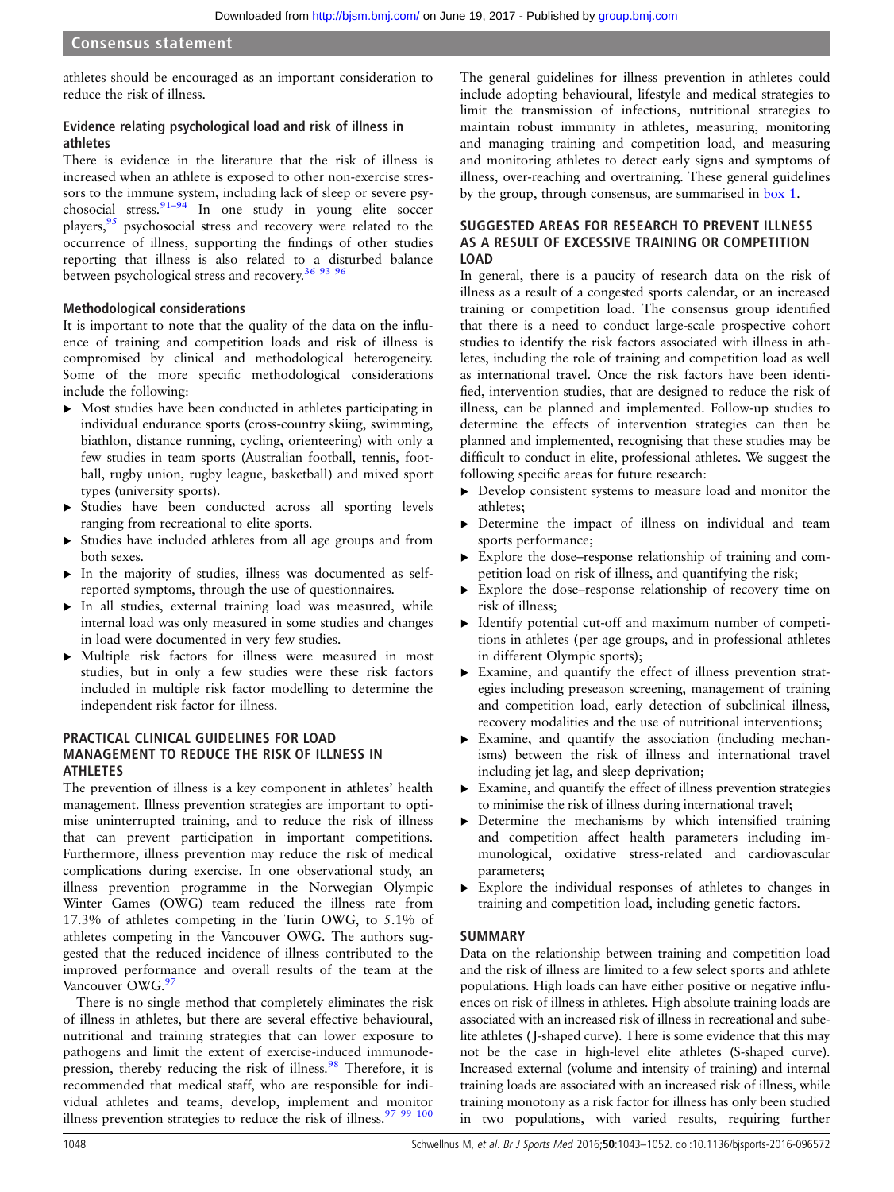athletes should be encouraged as an important consideration to reduce the risk of illness.

### Evidence relating psychological load and risk of illness in athletes

There is evidence in the literature that the risk of illness is increased when an athlete is exposed to other non-exercise stressors to the immune system, including lack of sleep or severe psychosocial stress.[91–94] In one study in young elite soccer players,[95] psychosocial stress and recovery were related to the occurrence of illness, supporting the findings of other studies reporting that illness is also related to a disturbed balance between psychological stress and recovery.[36 93 96]

### Methodological considerations

It is important to note that the quality of the data on the influence of training and competition loads and risk of illness is compromised by clinical and methodological heterogeneity. Some of the more specific methodological considerations include the following:

- Most studies have been conducted in athletes participating in individual endurance sports (cross-country skiing, swimming, biathlon, distance running, cycling, orienteering) with only a few studies in team sports (Australian football, tennis, football, rugby union, rugby league, basketball) and mixed sport types (university sports).
- Studies have been conducted across all sporting levels ranging from recreational to elite sports.
- Studies have included athletes from all age groups and from both sexes.
- In the majority of studies, illness was documented as self-reported symptoms, through the use of questionnaires.
- In all studies, external training load was measured, while internal load was only measured in some studies and changes in load were documented in very few studies.
- Multiple risk factors for illness were measured in most studies, but in only a few studies were these risk factors included in multiple risk factor modelling to determine the independent risk factor for illness.

## PRACTICAL CLINICAL GUIDELINES FOR LOAD MANAGEMENT TO REDUCE THE RISK OF ILLNESS IN ATHLETES

The prevention of illness is a key component in athletes' health management. Illness prevention strategies are important to optimise uninterrupted training, and to reduce the risk of illness that can prevent participation in important competitions. Furthermore, illness prevention may reduce the risk of medical complications during exercise. In one observational study, an illness prevention programme in the Norwegian Olympic Winter Games (OWG) team reduced the illness rate from 17.3% of athletes competing in the Turin OWG, to 5.1% of athletes competing in the Vancouver OWG. The authors suggested that the reduced incidence of illness contributed to the improved performance and overall results of the team at the Vancouver OWG.[97]

There is no single method that completely eliminates the risk of illness in athletes, but there are several effective behavioural, nutritional and training strategies that can lower exposure to pathogens and limit the extent of exercise-induced immunodepression, thereby reducing the risk of illness.[98] Therefore, it is recommended that medical staff, who are responsible for individual athletes and teams, develop, implement and monitor illness prevention strategies to reduce the risk of illness.[97 99 100] The general guidelines for illness prevention in athletes could include adopting behavioural, lifestyle and medical strategies to limit the transmission of infections, nutritional strategies to maintain robust immunity in athletes, measuring, monitoring and managing training and competition load, and measuring and monitoring athletes to detect early signs and symptoms of illness, over-reaching and overtraining. These general guidelines by the group, through consensus, are summarised in box 1.

## SUGGESTED AREAS FOR RESEARCH TO PREVENT ILLNESS AS A RESULT OF EXCESSIVE TRAINING OR COMPETITION LOAD

In general, there is a paucity of research data on the risk of illness as a result of a congested sports calendar, or an increased training or competition load. The consensus group identified that there is a need to conduct large-scale prospective cohort studies to identify the risk factors associated with illness in athletes, including the role of training and competition load as well as international travel. Once the risk factors have been identified, intervention studies, that are designed to reduce the risk of illness, can be planned and implemented. Follow-up studies to determine the effects of intervention strategies can then be planned and implemented, recognising that these studies may be difficult to conduct in elite, professional athletes. We suggest the following specific areas for future research:

- Develop consistent systems to measure load and monitor the athletes;
- Determine the impact of illness on individual and team sports performance;
- Explore the dose–response relationship of training and competition load on risk of illness, and quantifying the risk;
- Explore the dose–response relationship of recovery time on risk of illness;
- Identify potential cut-off and maximum number of competitions in athletes (per age groups, and in professional athletes in different Olympic sports);
- Examine, and quantify the effect of illness prevention strategies including preseason screening, management of training and competition load, early detection of subclinical illness, recovery modalities and the use of nutritional interventions;
- Examine, and quantify the association (including mechanisms) between the risk of illness and international travel including jet lag, and sleep deprivation;
- Examine, and quantify the effect of illness prevention strategies to minimise the risk of illness during international travel;
- Determine the mechanisms by which intensified training and competition affect health parameters including immunological, oxidative stress-related and cardiovascular parameters;
- Explore the individual responses of athletes to changes in training and competition load, including genetic factors.

## SUMMARY

Data on the relationship between training and competition load and the risk of illness are limited to a few select sports and athlete populations. High loads can have either positive or negative influences on risk of illness in athletes. High absolute training loads are associated with an increased risk of illness in recreational and subelite athletes (J-shaped curve). There is some evidence that this may not be the case in high-level elite athletes (S-shaped curve). Increased external (volume and intensity of training) and internal training loads are associated with an increased risk of illness, while training monotony as a risk factor for illness has only been studied in two populations, with varied results, requiring further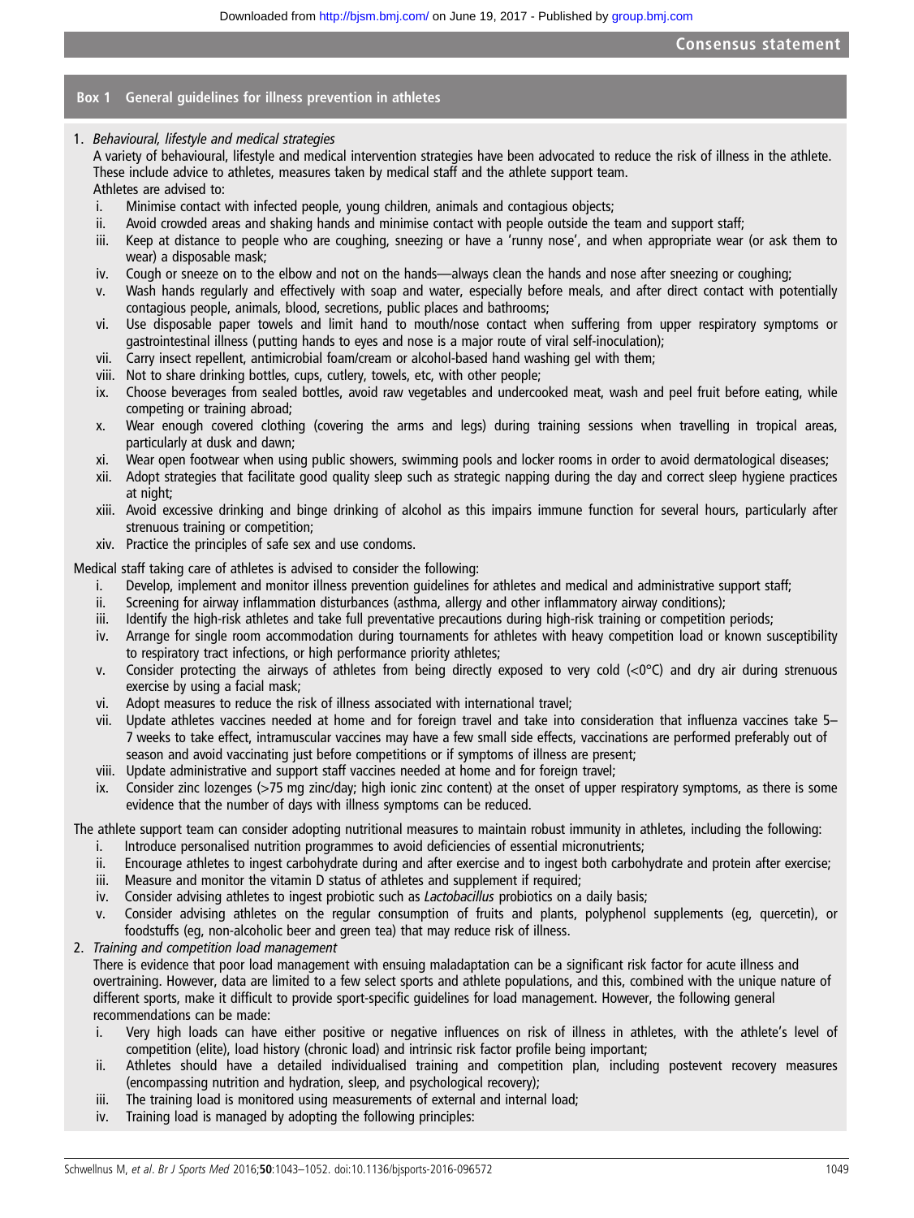### Box 1 General guidelines for illness prevention in athletes

1. *Behavioural, lifestyle and medical strategies*

   A variety of behavioural, lifestyle and medical intervention strategies have been advocated to reduce the risk of illness in the athlete. These include advice to athletes, measures taken by medical staff and the athlete support team.

   Athletes are advised to:

   i. Minimise contact with infected people, young children, animals and contagious objects;
   ii. Avoid crowded areas and shaking hands and minimise contact with people outside the team and support staff;
   iii. Keep at distance to people who are coughing, sneezing or have a 'runny nose', and when appropriate wear (or ask them to wear) a disposable mask;
   iv. Cough or sneeze on to the elbow and not on the hands—always clean the hands and nose after sneezing or coughing;
   v. Wash hands regularly and effectively with soap and water, especially before meals, and after direct contact with potentially contagious people, animals, blood, secretions, public places and bathrooms;
   vi. Use disposable paper towels and limit hand to mouth/nose contact when suffering from upper respiratory symptoms or gastrointestinal illness (putting hands to eyes and nose is a major route of viral self-inoculation);
   vii. Carry insect repellent, antimicrobial foam/cream or alcohol-based hand washing gel with them;
   viii. Not to share drinking bottles, cups, cutlery, towels, etc, with other people;
   ix. Choose beverages from sealed bottles, avoid raw vegetables and undercooked meat, wash and peel fruit before eating, while competing or training abroad;
   x. Wear enough covered clothing (covering the arms and legs) during training sessions when travelling in tropical areas, particularly at dusk and dawn;
   xi. Wear open footwear when using public showers, swimming pools and locker rooms in order to avoid dermatological diseases;
   xii. Adopt strategies that facilitate good quality sleep such as strategic napping during the day and correct sleep hygiene practices at night;
   xiii. Avoid excessive drinking and binge drinking of alcohol as this impairs immune function for several hours, particularly after strenuous training or competition;
   xiv. Practice the principles of safe sex and use condoms.

Medical staff taking care of athletes is advised to consider the following:

   i. Develop, implement and monitor illness prevention guidelines for athletes and medical and administrative support staff;
   ii. Screening for airway inflammation disturbances (asthma, allergy and other inflammatory airway conditions);
   iii. Identify the high-risk athletes and take full preventative precautions during high-risk training or competition periods;
   iv. Arrange for single room accommodation during tournaments for athletes with heavy competition load or known susceptibility to respiratory tract infections, or high performance priority athletes;
   v. Consider protecting the airways of athletes from being directly exposed to very cold (<0°C) and dry air during strenuous exercise by using a facial mask;
   vi. Adopt measures to reduce the risk of illness associated with international travel;
   vii. Update athletes vaccines needed at home and for foreign travel and take into consideration that influenza vaccines take 5–7 weeks to take effect, intramuscular vaccines may have a few small side effects, vaccinations are performed preferably out of season and avoid vaccinating just before competitions or if symptoms of illness are present;
   viii. Update administrative and support staff vaccines needed at home and for foreign travel;
   ix. Consider zinc lozenges (>75 mg zinc/day; high ionic zinc content) at the onset of upper respiratory symptoms, as there is some evidence that the number of days with illness symptoms can be reduced.

The athlete support team can consider adopting nutritional measures to maintain robust immunity in athletes, including the following:

   i. Introduce personalised nutrition programmes to avoid deficiencies of essential micronutrients;
   ii. Encourage athletes to ingest carbohydrate during and after exercise and to ingest both carbohydrate and protein after exercise;
   iii. Measure and monitor the vitamin D status of athletes and supplement if required;
   iv. Consider advising athletes to ingest probiotic such as *Lactobacillus* probiotics on a daily basis;
   v. Consider advising athletes on the regular consumption of fruits and plants, polyphenol supplements (eg, quercetin), or foodstuffs (eg, non-alcoholic beer and green tea) that may reduce risk of illness.

2. *Training and competition load management*

   There is evidence that poor load management with ensuing maladaptation can be a significant risk factor for acute illness and overtraining. However, data are limited to a few select sports and athlete populations, and this, combined with the unique nature of different sports, make it difficult to provide sport-specific guidelines for load management. However, the following general recommendations can be made:

   i. Very high loads can have either positive or negative influences on risk of illness in athletes, with the athlete's level of competition (elite), load history (chronic load) and intrinsic risk factor profile being important;
   ii. Athletes should have a detailed individualised training and competition plan, including postevent recovery measures (encompassing nutrition and hydration, sleep, and psychological recovery);
   iii. The training load is monitored using measurements of external and internal load;
   iv. Training load is managed by adopting the following principles: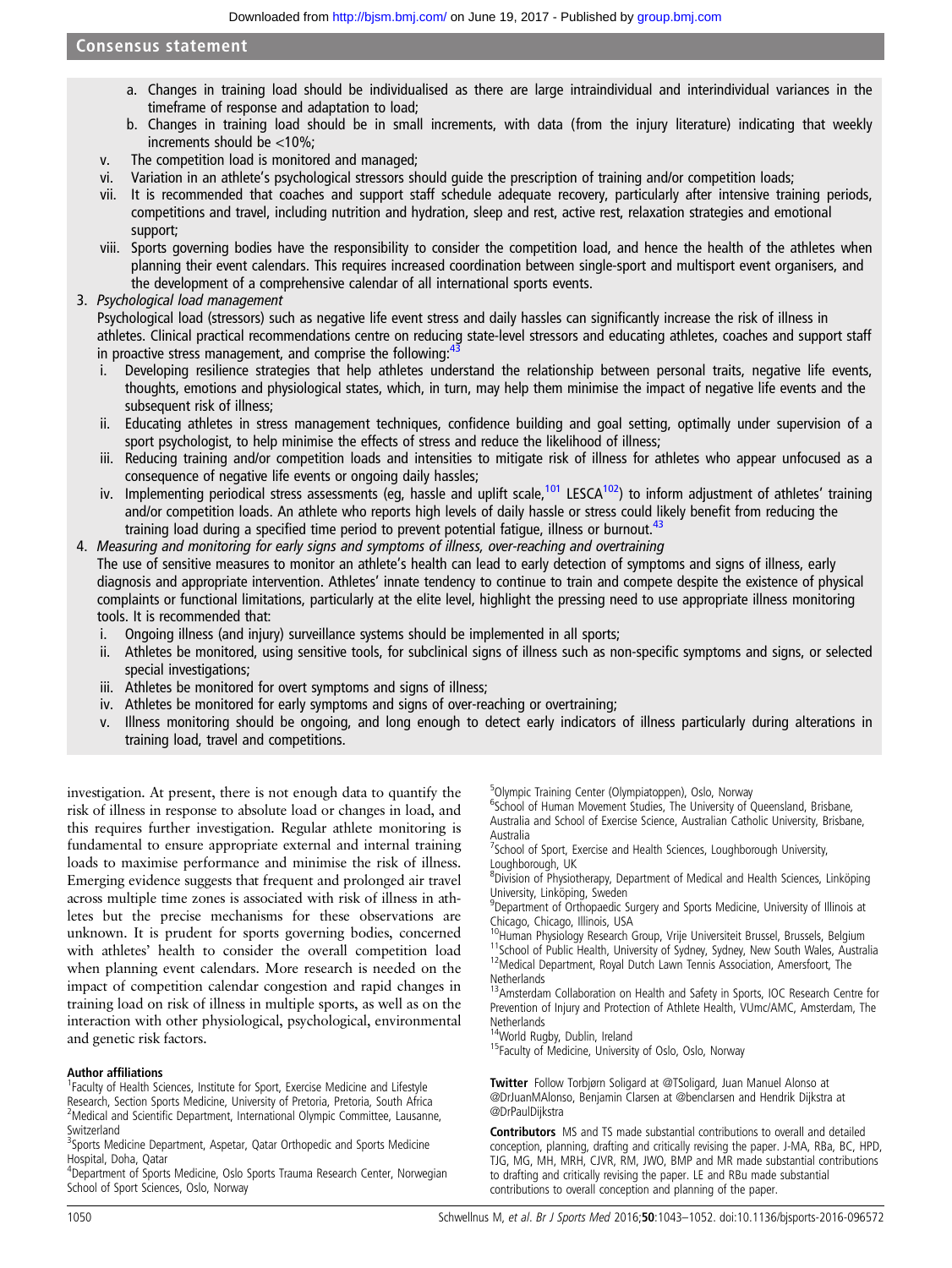a. Changes in training load should be individualised as there are large intraindividual and interindividual variances in the timeframe of response and adaptation to load;
b. Changes in training load should be in small increments, with data (from the injury literature) indicating that weekly increments should be <10%;

v. The competition load is monitored and managed;

vi. Variation in an athlete's psychological stressors should guide the prescription of training and/or competition loads;

vii. It is recommended that coaches and support staff schedule adequate recovery, particularly after intensive training periods, competitions and travel, including nutrition and hydration, sleep and rest, active rest, relaxation strategies and emotional support;

viii. Sports governing bodies have the responsibility to consider the competition load, and hence the health of the athletes when planning their event calendars. This requires increased coordination between single-sport and multisport event organisers, and the development of a comprehensive calendar of all international sports events.

3. *Psychological load management*

Psychological load (stressors) such as negative life event stress and daily hassles can significantly increase the risk of illness in athletes. Clinical practical recommendations centre on reducing state-level stressors and educating athletes, coaches and support staff in proactive stress management, and comprise the following:[43]

i. Developing resilience strategies that help athletes understand the relationship between personal traits, negative life events, thoughts, emotions and physiological states, which, in turn, may help them minimise the impact of negative life events and the subsequent risk of illness;

ii. Educating athletes in stress management techniques, confidence building and goal setting, optimally under supervision of a sport psychologist, to help minimise the effects of stress and reduce the likelihood of illness;

iii. Reducing training and/or competition loads and intensities to mitigate risk of illness for athletes who appear unfocused as a consequence of negative life events or ongoing daily hassles;

iv. Implementing periodical stress assessments (eg, hassle and uplift scale,[101] LESCA[102]) to inform adjustment of athletes' training and/or competition loads. An athlete who reports high levels of daily hassle or stress could likely benefit from reducing the training load during a specified time period to prevent potential fatigue, illness or burnout.[43]

4. *Measuring and monitoring for early signs and symptoms of illness, over-reaching and overtraining*

The use of sensitive measures to monitor an athlete's health can lead to early detection of symptoms and signs of illness, early diagnosis and appropriate intervention. Athletes' innate tendency to continue to train and compete despite the existence of physical complaints or functional limitations, particularly at the elite level, highlight the pressing need to use appropriate illness monitoring tools. It is recommended that:

i. Ongoing illness (and injury) surveillance systems should be implemented in all sports;

ii. Athletes be monitored, using sensitive tools, for subclinical signs of illness such as non-specific symptoms and signs, or selected special investigations;

iii. Athletes be monitored for overt symptoms and signs of illness;

iv. Athletes be monitored for early symptoms and signs of over-reaching or overtraining;

v. Illness monitoring should be ongoing, and long enough to detect early indicators of illness particularly during alterations in training load, travel and competitions.

investigation. At present, there is not enough data to quantify the risk of illness in response to absolute load or changes in load, and this requires further investigation. Regular athlete monitoring is fundamental to ensure appropriate external and internal training loads to maximise performance and minimise the risk of illness. Emerging evidence suggests that frequent and prolonged air travel across multiple time zones is associated with risk of illness in athletes but the precise mechanisms for these observations are unknown. It is prudent for sports governing bodies, concerned with athletes' health to consider the overall competition load when planning event calendars. More research is needed on the impact of competition calendar congestion and rapid changes in training load on risk of illness in multiple sports, as well as on the interaction with other physiological, psychological, environmental and genetic risk factors.

**Author affiliations**

[1]Faculty of Health Sciences, Institute for Sport, Exercise Medicine and Lifestyle Research, Section Sports Medicine, University of Pretoria, Pretoria, South Africa
[2]Medical and Scientific Department, International Olympic Committee, Lausanne, Switzerland
[3]Sports Medicine Department, Aspetar, Qatar Orthopedic and Sports Medicine Hospital, Doha, Qatar
[4]Department of Sports Medicine, Oslo Sports Trauma Research Center, Norwegian School of Sport Sciences, Oslo, Norway
[5]Olympic Training Center (Olympiatoppen), Oslo, Norway
[6]School of Human Movement Studies, The University of Queensland, Brisbane, Australia and School of Exercise Science, Australian Catholic University, Brisbane, Australia
[7]School of Sport, Exercise and Health Sciences, Loughborough University, Loughborough, UK
[8]Division of Physiotherapy, Department of Medical and Health Sciences, Linköping University, Linköping, Sweden
[9]Department of Orthopaedic Surgery and Sports Medicine, University of Illinois at Chicago, Chicago, Illinois, USA
[10]Human Physiology Research Group, Vrije Universiteit Brussel, Brussels, Belgium
[11]School of Public Health, University of Sydney, Sydney, New South Wales, Australia
[12]Medical Department, Royal Dutch Lawn Tennis Association, Amersfoort, The Netherlands
[13]Amsterdam Collaboration on Health and Safety in Sports, IOC Research Centre for Prevention of Injury and Protection of Athlete Health, VUmc/AMC, Amsterdam, The Netherlands
[14]World Rugby, Dublin, Ireland
[15]Faculty of Medicine, University of Oslo, Oslo, Norway

**Twitter** Follow Torbjørn Soligard at @TSoligard, Juan Manuel Alonso at @DrJuanMAlonso, Benjamin Clarsen at @benclarsen and Hendrik Dijkstra at @DrPaulDijkstra

**Contributors** MS and TS made substantial contributions to overall and detailed conception, planning, drafting and critically revising the paper. J-MA, RBa, BC, HPD, TJG, MG, MH, MRH, CJVR, RM, JWO, BMP and MR made substantial contributions to drafting and critically revising the paper. LE and RBu made substantial contributions to overall conception and planning of the paper.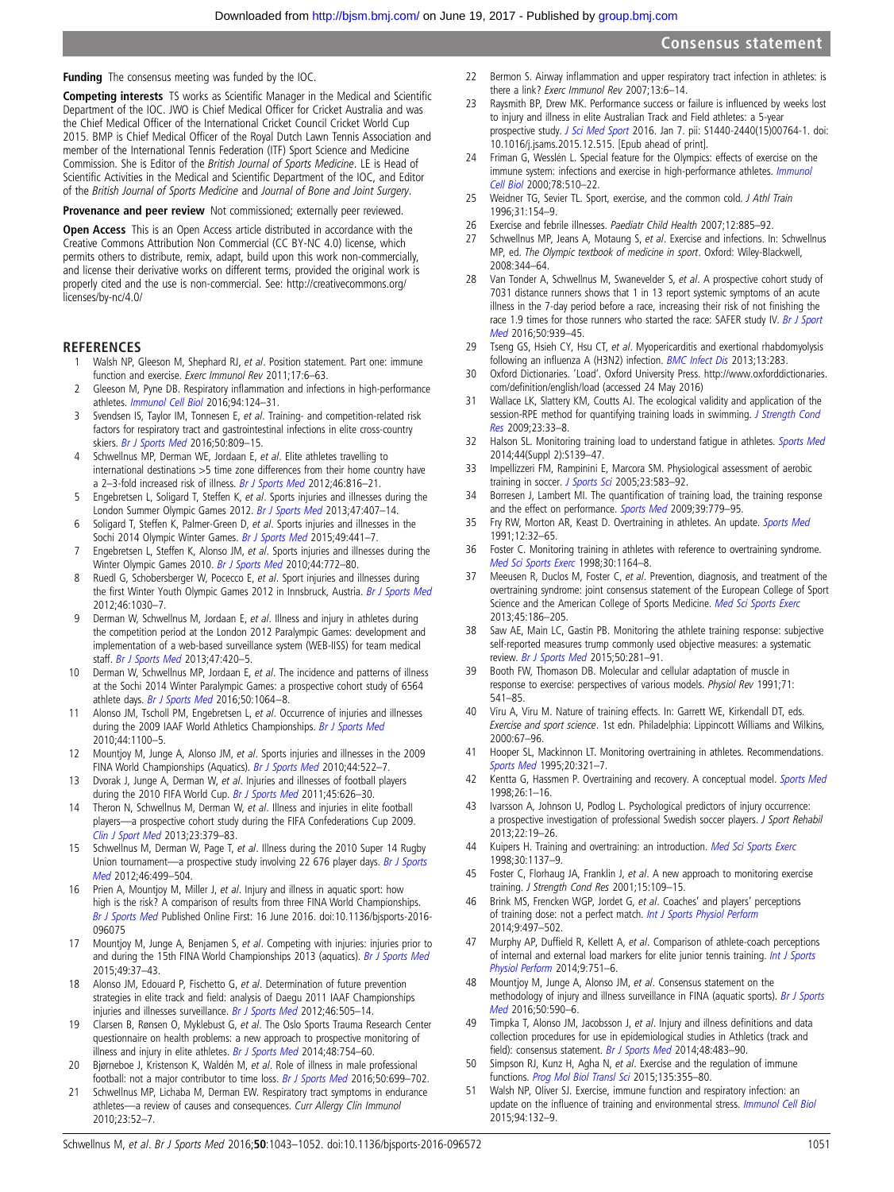**Funding** The consensus meeting was funded by the IOC.

**Competing interests** TS works as Scientific Manager in the Medical and Scientific Department of the IOC. JWO is Chief Medical Officer for Cricket Australia and was the Chief Medical Officer of the International Cricket Council Cricket World Cup 2015. BMP is Chief Medical Officer of the Royal Dutch Lawn Tennis Association and member of the International Tennis Federation (ITF) Sport Science and Medicine Commission. She is Editor of the *British Journal of Sports Medicine*. LE is Head of Scientific Activities in the Medical and Scientific Department of the IOC, and Editor of the *British Journal of Sports Medicine* and *Journal of Bone and Joint Surgery*.

**Provenance and peer review** Not commissioned; externally peer reviewed.

**Open Access** This is an Open Access article distributed in accordance with the Creative Commons Attribution Non Commercial (CC BY-NC 4.0) license, which permits others to distribute, remix, adapt, build upon this work non-commercially, and license their derivative works on different terms, provided the original work is properly cited and the use is non-commercial. See: http://creativecommons.org/licenses/by-nc/4.0/

## REFERENCES

1. Walsh NP, Gleeson M, Shephard RJ, *et al*. Position statement. Part one: immune function and exercise. *Exerc Immunol Rev* 2011;17:6–63.
2. Gleeson M, Pyne DB. Respiratory inflammation and infections in high-performance athletes. *Immunol Cell Biol* 2016;94:124–31.
3. Svendsen IS, Taylor IM, Tonnesen E, *et al*. Training- and competition-related risk factors for respiratory tract and gastrointestinal infections in elite cross-country skiers. *Br J Sports Med* 2016;50:809–15.
4. Schwellnus MP, Derman WE, Jordaan E, *et al*. Elite athletes travelling to international destinations >5 time zone differences from their home country have a 2–3-fold increased risk of illness. *Br J Sports Med* 2012;46:816–21.
5. Engebretsen L, Soligard T, Steffen K, *et al*. Sports injuries and illnesses during the London Summer Olympic Games 2012. *Br J Sports Med* 2013;47:407–14.
6. Soligard T, Steffen K, Palmer-Green D, *et al*. Sports injuries and illnesses in the Sochi 2014 Olympic Winter Games. *Br J Sports Med* 2015;49:441–7.
7. Engebretsen L, Steffen K, Alonso JM, *et al*. Sports injuries and illnesses during the Winter Olympic Games 2010. *Br J Sports Med* 2010;44:772–80.
8. Ruedl G, Schobersberger W, Pocecco E, *et al*. Sport injuries and illnesses during the first Winter Youth Olympic Games 2012 in Innsbruck, Austria. *Br J Sports Med* 2012;46:1030–7.
9. Derman W, Schwellnus M, Jordaan E, *et al*. Illness and injury in athletes during the competition period at the London 2012 Paralympic Games: development and implementation of a web-based surveillance system (WEB-IISS) for team medical staff. *Br J Sports Med* 2013;47:420–5.
10. Derman W, Schwellnus MP, Jordaan E, *et al*. The incidence and patterns of illness at the Sochi 2014 Winter Paralympic Games: a prospective cohort study of 6564 athlete days. *Br J Sports Med* 2016;50:1064–8.
11. Alonso JM, Tscholl PM, Engebretsen L, *et al*. Occurrence of injuries and illnesses during the 2009 IAAF World Athletics Championships. *Br J Sports Med* 2010;44:1100–5.
12. Mountjoy M, Junge A, Alonso JM, *et al*. Sports injuries and illnesses in the 2009 FINA World Championships (Aquatics). *Br J Sports Med* 2010;44:522–7.
13. Dvorak J, Junge A, Derman W, *et al*. Injuries and illnesses of football players during the 2010 FIFA World Cup. *Br J Sports Med* 2011;45:626–30.
14. Theron N, Schwellnus M, Derman W, *et al*. Illness and injuries in elite football players—a prospective cohort study during the FIFA Confederations Cup 2009. *Clin J Sport Med* 2013;23:379–83.
15. Schwellnus M, Derman W, Page T, *et al*. Illness during the 2010 Super 14 Rugby Union tournament—a prospective study involving 22 676 player days. *Br J Sports Med* 2012;46:499–504.
16. Prien A, Mountjoy M, Miller J, *et al*. Injury and illness in aquatic sport: how high is the risk? A comparison of results from three FINA World Championships. *Br J Sports Med* Published Online First: 16 June 2016. doi:10.1136/bjsports-2016-096075
17. Mountjoy M, Junge A, Benjamen S, *et al*. Competing with injuries: injuries prior to and during the 15th FINA World Championships 2013 (aquatics). *Br J Sports Med* 2015;49:37–43.
18. Alonso JM, Edouard P, Fischetto G, *et al*. Determination of future prevention strategies in elite track and field: analysis of Daegu 2011 IAAF Championships injuries and illnesses surveillance. *Br J Sports Med* 2012;46:505–14.
19. Clarsen B, Rønsen O, Myklebust G, *et al*. The Oslo Sports Trauma Research Center questionnaire on health problems: a new approach to prospective monitoring of illness and injury in elite athletes. *Br J Sports Med* 2014;48:754–60.
20. Bjørneboe J, Kristenson K, Waldén M, *et al*. Role of illness in male professional football: not a major contributor to time loss. *Br J Sports Med* 2016;50:699–702.
21. Schwellnus MP, Lichaba M, Derman EW. Respiratory tract symptoms in endurance athletes—a review of causes and consequences. *Curr Allergy Clin Immunol* 2010;23:52–7.
22. Bermon S. Airway inflammation and upper respiratory tract infection in athletes: is there a link? *Exerc Immunol Rev* 2007;13:6–14.
23. Raysmith BP, Drew MK. Performance success or failure is influenced by weeks lost to injury and illness in elite Australian Track and Field athletes: a 5-year prospective study. *J Sci Med Sport* 2016. Jan 7. pii: S1440-2440(15)00764-1. doi: 10.1016/j.jsams.2015.12.515. [Epub ahead of print].
24. Friman G, Wesslén L. Special feature for the Olympics: effects of exercise on the immune system: infections and exercise in high-performance athletes. *Immunol Cell Biol* 2000;78:510–22.
25. Weidner TG, Sevier TL. Sport, exercise, and the common cold. *J Athl Train* 1996;31:154–9.
26. Exercise and febrile illnesses. *Paediatr Child Health* 2007;12:885–92.
27. Schwellnus MP, Jeans A, Motaung S, *et al*. Exercise and infections. In: Schwellnus MP, ed. *The Olympic textbook of medicine in sport*. Oxford: Wiley-Blackwell, 2008:344–64.
28. Van Tonder A, Schwellnus M, Swanevelder S, *et al*. A prospective cohort study of 7031 distance runners shows that 1 in 13 report systemic symptoms of an acute illness in the 7-day period before a race, increasing their risk of not finishing the race 1.9 times for those runners who started the race: SAFER study IV. *Br J Sport Med* 2016;50:939–45.
29. Tseng GS, Hsieh CY, Hsu CT, *et al*. Myopericarditis and exertional rhabdomyolysis following an influenza A (H3N2) infection. *BMC Infect Dis* 2013;13:283.
30. Oxford Dictionaries. 'Load'. Oxford University Press. http://www.oxforddictionaries.com/definition/english/load (accessed 24 May 2016)
31. Wallace LK, Slattery KM, Coutts AJ. The ecological validity and application of the session-RPE method for quantifying training loads in swimming. *J Strength Cond Res* 2009;23:33–8.
32. Halson SL. Monitoring training load to understand fatigue in athletes. *Sports Med* 2014;44(Suppl 2):S139–47.
33. Impellizzeri FM, Rampinini E, Marcora SM. Physiological assessment of aerobic training in soccer. *J Sports Sci* 2005;23:583–92.
34. Borresen J, Lambert MI. The quantification of training load, the training response and the effect on performance. *Sports Med* 2009;39:779–95.
35. Fry RW, Morton AR, Keast D. Overtraining in athletes. An update. *Sports Med* 1991;12:32–65.
36. Foster C. Monitoring training in athletes with reference to overtraining syndrome. *Med Sci Sports Exerc* 1998;30:1164–8.
37. Meeusen R, Duclos M, Foster C, *et al*. Prevention, diagnosis, and treatment of the overtraining syndrome: joint consensus statement of the European College of Sport Science and the American College of Sports Medicine. *Med Sci Sports Exerc* 2013;45:186–205.
38. Saw AE, Main LC, Gastin PB. Monitoring the athlete training response: subjective self-reported measures trump commonly used objective measures: a systematic review. *Br J Sports Med* 2015;50:281–91.
39. Booth FW, Thomason DB. Molecular and cellular adaptation of muscle in response to exercise: perspectives of various models. *Physiol Rev* 1991;71:541–85.
40. Viru A, Viru M. Nature of training effects. In: Garrett WE, Kirkendall DT, eds. *Exercise and sport science*. 1st edn. Philadelphia: Lippincott Williams and Wilkins, 2000:67–96.
41. Hooper SL, Mackinnon LT. Monitoring overtraining in athletes. Recommendations. *Sports Med* 1995;20:321–7.
42. Kentta G, Hassmen P. Overtraining and recovery. A conceptual model. *Sports Med* 1998;26:1–16.
43. Ivarsson A, Johnson U, Podlog L. Psychological predictors of injury occurrence: a prospective investigation of professional Swedish soccer players. *J Sport Rehabil* 2013;22:19–26.
44. Kuipers H. Training and overtraining: an introduction. *Med Sci Sports Exerc* 1998;30:1137–9.
45. Foster C, Florhaug JA, Franklin J, *et al*. A new approach to monitoring exercise training. *J Strength Cond Res* 2001;15:109–15.
46. Brink MS, Frencken WGP, Jordet G, *et al*. Coaches' and players' perceptions of training dose: not a perfect match. *Int J Sports Physiol Perform* 2014;9:497–502.
47. Murphy AP, Duffield R, Kellett A, *et al*. Comparison of athlete-coach perceptions of internal and external load markers for elite junior tennis training. *Int J Sports Physiol Perform* 2014;9:751–6.
48. Mountjoy M, Junge A, Alonso JM, *et al*. Consensus statement on the methodology of injury and illness surveillance in FINA (aquatic sports). *Br J Sports Med* 2016;50:590–6.
49. Timpka T, Alonso JM, Jacobsson J, *et al*. Injury and illness definitions and data collection procedures for use in epidemiological studies in Athletics (track and field): consensus statement. *Br J Sports Med* 2014;48:483–90.
50. Simpson RJ, Kunz H, Agha N, *et al*. Exercise and the regulation of immune functions. *Prog Mol Biol Transl Sci* 2015;135:355–80.
51. Walsh NP, Oliver SJ. Exercise, immune function and respiratory infection: an update on the influence of training and environmental stress. *Immunol Cell Biol* 2015;94:132–9.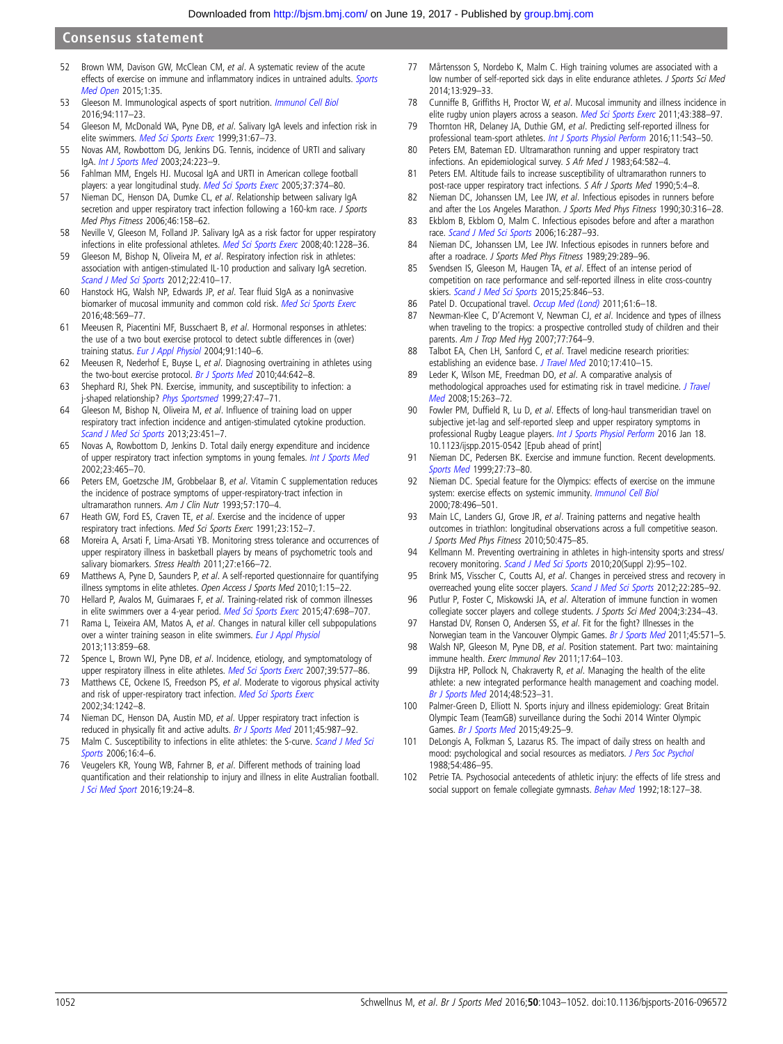52 Brown WM, Davison GW, McClean CM, *et al*. A systematic review of the acute effects of exercise on immune and inflammatory indices in untrained adults. *Sports Med Open* 2015;1:35.

53 Gleeson M. Immunological aspects of sport nutrition. *Immunol Cell Biol* 2016;94:117–23.

54 Gleeson M, McDonald WA, Pyne DB, *et al*. Salivary IgA levels and infection risk in elite swimmers. *Med Sci Sports Exerc* 1999;31:67–73.

55 Novas AM, Rowbottom DG, Jenkins DG. Tennis, incidence of URTI and salivary IgA. *Int J Sports Med* 2003;24:223–9.

56 Fahlman MM, Engels HJ. Mucosal IgA and URTI in American college football players: a year longitudinal study. *Med Sci Sports Exerc* 2005;37:374–80.

57 Nieman DC, Henson DA, Dumke CL, *et al*. Relationship between salivary IgA secretion and upper respiratory tract infection following a 160-km race. *J Sports Med Phys Fitness* 2006;46:158–62.

58 Neville V, Gleeson M, Folland JP. Salivary IgA as a risk factor for upper respiratory infections in elite professional athletes. *Med Sci Sports Exerc* 2008;40:1228–36.

59 Gleeson M, Bishop N, Oliveira M, *et al*. Respiratory infection risk in athletes: association with antigen-stimulated IL-10 production and salivary IgA secretion. *Scand J Med Sci Sports* 2012;22:410–17.

60 Hanstock HG, Walsh NP, Edwards JP, *et al*. Tear fluid SIgA as a noninvasive biomarker of mucosal immunity and common cold risk. *Med Sci Sports Exerc* 2016;48:569–77.

61 Meeusen R, Piacentini MF, Busschaert B, *et al*. Hormonal responses in athletes: the use of a two bout exercise protocol to detect subtle differences in (over) training status. *Eur J Appl Physiol* 2004;91:140–6.

62 Meeusen R, Nederhof E, Buyse L, *et al*. Diagnosing overtraining in athletes using the two-bout exercise protocol. *Br J Sports Med* 2010;44:642–8.

63 Shephard RJ, Shek PN. Exercise, immunity, and susceptibility to infection: a j-shaped relationship? *Phys Sportsmed* 1999;27:47–71.

64 Gleeson M, Bishop N, Oliveira M, *et al*. Influence of training load on upper respiratory tract infection incidence and antigen-stimulated cytokine production. *Scand J Med Sci Sports* 2013;23:451–7.

65 Novas A, Rowbottom D, Jenkins D. Total daily energy expenditure and incidence of upper respiratory tract infection symptoms in young females. *Int J Sports Med* 2002;23:465–70.

66 Peters EM, Goetzsche JM, Grobbelaar B, *et al*. Vitamin C supplementation reduces the incidence of postrace symptoms of upper-respiratory-tract infection in ultramarathon runners. *Am J Clin Nutr* 1993;57:170–4.

67 Heath GW, Ford ES, Craven TE, *et al*. Exercise and the incidence of upper respiratory tract infections. *Med Sci Sports Exerc* 1991;23:152–7.

68 Moreira A, Arsati F, Lima-Arsati YB. Monitoring stress tolerance and occurrences of upper respiratory illness in basketball players by means of psychometric tools and salivary biomarkers. *Stress Health* 2011;27:e166–72.

69 Matthews A, Pyne D, Saunders P, *et al*. A self-reported questionnaire for quantifying illness symptoms in elite athletes. *Open Access J Sports Med* 2010;1:15–22.

70 Hellard P, Avalos M, Guimaraes F, *et al*. Training-related risk of common illnesses in elite swimmers over a 4-year period. *Med Sci Sports Exerc* 2015;47:698–707.

71 Rama L, Teixeira AM, Matos A, *et al*. Changes in natural killer cell subpopulations over a winter training season in elite swimmers. *Eur J Appl Physiol* 2013;113:859–68.

72 Spence L, Brown WJ, Pyne DB, *et al*. Incidence, etiology, and symptomatology of upper respiratory illness in elite athletes. *Med Sci Sports Exerc* 2007;39:577–86.

73 Matthews CE, Ockene IS, Freedson PS, *et al*. Moderate to vigorous physical activity and risk of upper-respiratory tract infection. *Med Sci Sports Exerc* 2002;34:1242–8.

74 Nieman DC, Henson DA, Austin MD, *et al*. Upper respiratory tract infection is reduced in physically fit and active adults. *Br J Sports Med* 2011;45:987–92.

75 Malm C. Susceptibility to infections in elite athletes: the S-curve. *Scand J Med Sci Sports* 2006;16:4–6.

76 Veugelers KR, Young WB, Fahrner B, *et al*. Different methods of training load quantification and their relationship to injury and illness in elite Australian football. *J Sci Med Sport* 2016;19:24–8.

77 Mårtensson S, Nordebo K, Malm C. High training volumes are associated with a low number of self-reported sick days in elite endurance athletes. *J Sports Sci Med* 2014;13:929–33.

78 Cunniffe B, Griffiths H, Proctor W, *et al*. Mucosal immunity and illness incidence in elite rugby union players across a season. *Med Sci Sports Exerc* 2011;43:388–97.

79 Thornton HR, Delaney JA, Duthie GM, *et al*. Predicting self-reported illness for professional team-sport athletes. *Int J Sports Physiol Perform* 2016;11:543–50.

80 Peters EM, Bateman ED. Ultramarathon running and upper respiratory tract infections. An epidemiological survey. *S Afr Med J* 1983;64:582–4.

81 Peters EM. Altitude fails to increase susceptibility of ultramarathon runners to post-race upper respiratory tract infections. *S Afr J Sports Med* 1990;5:4–8.

82 Nieman DC, Johanssen LM, Lee JW, *et al*. Infectious episodes in runners before and after the Los Angeles Marathon. *J Sports Med Phys Fitness* 1990;30:316–28.

83 Ekblom B, Ekblom O, Malm C. Infectious episodes before and after a marathon race. *Scand J Med Sci Sports* 2006;16:287–93.

84 Nieman DC, Johanssen LM, Lee JW. Infectious episodes in runners before and after a roadrace. *J Sports Med Phys Fitness* 1989;29:289–96.

85 Svendsen IS, Gleeson M, Haugen TA, *et al*. Effect of an intense period of competition on race performance and self-reported illness in elite cross-country skiers. *Scand J Med Sci Sports* 2015;25:846–53.

86 Patel D. Occupational travel. *Occup Med (Lond)* 2011;61:6–18.

87 Newman-Klee C, D'Acremont V, Newman CJ, *et al*. Incidence and types of illness when traveling to the tropics: a prospective controlled study of children and their parents. *Am J Trop Med Hyg* 2007;77:764–9.

88 Talbot EA, Chen LH, Sanford C, *et al*. Travel medicine research priorities: establishing an evidence base. *J Travel Med* 2010;17:410–15.

89 Leder K, Wilson ME, Freedman DO, *et al*. A comparative analysis of methodological approaches used for estimating risk in travel medicine. *J Travel Med* 2008;15:263–72.

90 Fowler PM, Duffield R, Lu D, *et al*. Effects of long-haul transmeridian travel on subjective jet-lag and self-reported sleep and upper respiratory symptoms in professional Rugby League players. *Int J Sports Physiol Perform* 2016 Jan 18. 10.1123/ijspp.2015-0542 [Epub ahead of print]

91 Nieman DC, Pedersen BK. Exercise and immune function. Recent developments. *Sports Med* 1999;27:73–80.

92 Nieman DC. Special feature for the Olympics: effects of exercise on the immune system: exercise effects on systemic immunity. *Immunol Cell Biol* 2000;78:496–501.

93 Main LC, Landers GJ, Grove JR, *et al*. Training patterns and negative health outcomes in triathlon: longitudinal observations across a full competitive season. *J Sports Med Phys Fitness* 2010;50:475–85.

94 Kellmann M. Preventing overtraining in athletes in high-intensity sports and stress/recovery monitoring. *Scand J Med Sci Sports* 2010;20(Suppl 2):95–102.

95 Brink MS, Visscher C, Coutts AJ, *et al*. Changes in perceived stress and recovery in overreached young elite soccer players. *Scand J Med Sci Sports* 2012;22:285–92.

96 Putlur P, Foster C, Miskowski JA, *et al*. Alteration of immune function in women collegiate soccer players and college students. *J Sports Sci Med* 2004;3:234–43.

97 Hanstad DV, Ronsen O, Andersen SS, *et al*. Fit for the fight? Illnesses in the Norwegian team in the Vancouver Olympic Games. *Br J Sports Med* 2011;45:571–5.

98 Walsh NP, Gleeson M, Pyne DB, *et al*. Position statement. Part two: maintaining immune health. *Exerc Immunol Rev* 2011;17:64–103.

99 Dijkstra HP, Pollock N, Chakraverty R, *et al*. Managing the health of the elite athlete: a new integrated performance health management and coaching model. *Br J Sports Med* 2014;48:523–31.

100 Palmer-Green D, Elliott N. Sports injury and illness epidemiology: Great Britain Olympic Team (TeamGB) surveillance during the Sochi 2014 Winter Olympic Games. *Br J Sports Med* 2015;49:25–9.

101 DeLongis A, Folkman S, Lazarus RS. The impact of daily stress on health and mood: psychological and social resources as mediators. *J Pers Soc Psychol* 1988;54:486–95.

102 Petrie TA. Psychosocial antecedents of athletic injury: the effects of life stress and social support on female collegiate gymnasts. *Behav Med* 1992;18:127–38.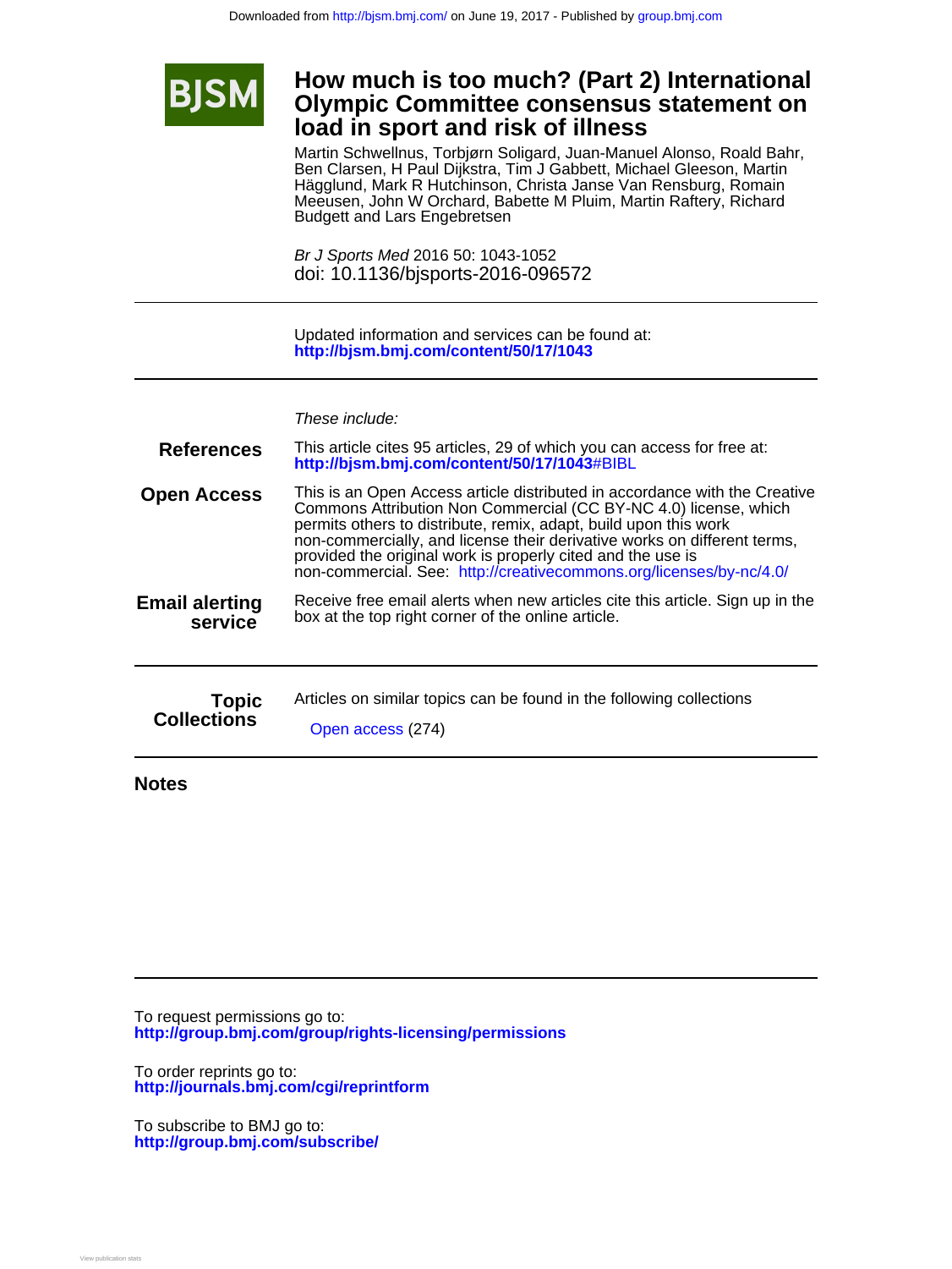Downloaded from http://bjsm.bmj.com/ on June 19, 2017 - Published by group.bmj.com

BJSM

# How much is too much? (Part 2) International Olympic Committee consensus statement on load in sport and risk of illness

Martin Schwellnus, Torbjørn Soligard, Juan-Manuel Alonso, Roald Bahr, Ben Clarsen, H Paul Dijkstra, Tim J Gabbett, Michael Gleeson, Martin Hägglund, Mark R Hutchinson, Christa Janse Van Rensburg, Romain Meeusen, John W Orchard, Babette M Pluim, Martin Raftery, Richard Budgett and Lars Engebretsen

*Br J Sports Med* 2016 50: 1043-1052
doi: 10.1136/bjsports-2016-096572

Updated information and services can be found at:
**http://bjsm.bmj.com/content/50/17/1043**

*These include:*

**References**
This article cites 95 articles, 29 of which you can access for free at:
**http://bjsm.bmj.com/content/50/17/1043**#BIBL

**Open Access**
This is an Open Access article distributed in accordance with the Creative Commons Attribution Non Commercial (CC BY-NC 4.0) license, which permits others to distribute, remix, adapt, build upon this work non-commercially, and license their derivative works on different terms, provided the original work is properly cited and the use is non-commercial. See: http://creativecommons.org/licenses/by-nc/4.0/

**Email alerting service**
Receive free email alerts when new articles cite this article. Sign up in the box at the top right corner of the online article.

**Topic Collections**
Articles on similar topics can be found in the following collections

Open access (274)

## Notes

To request permissions go to:
**http://group.bmj.com/group/rights-licensing/permissions**

To order reprints go to:
**http://journals.bmj.com/cgi/reprintform**

To subscribe to BMJ go to:
**http://group.bmj.com/subscribe/**